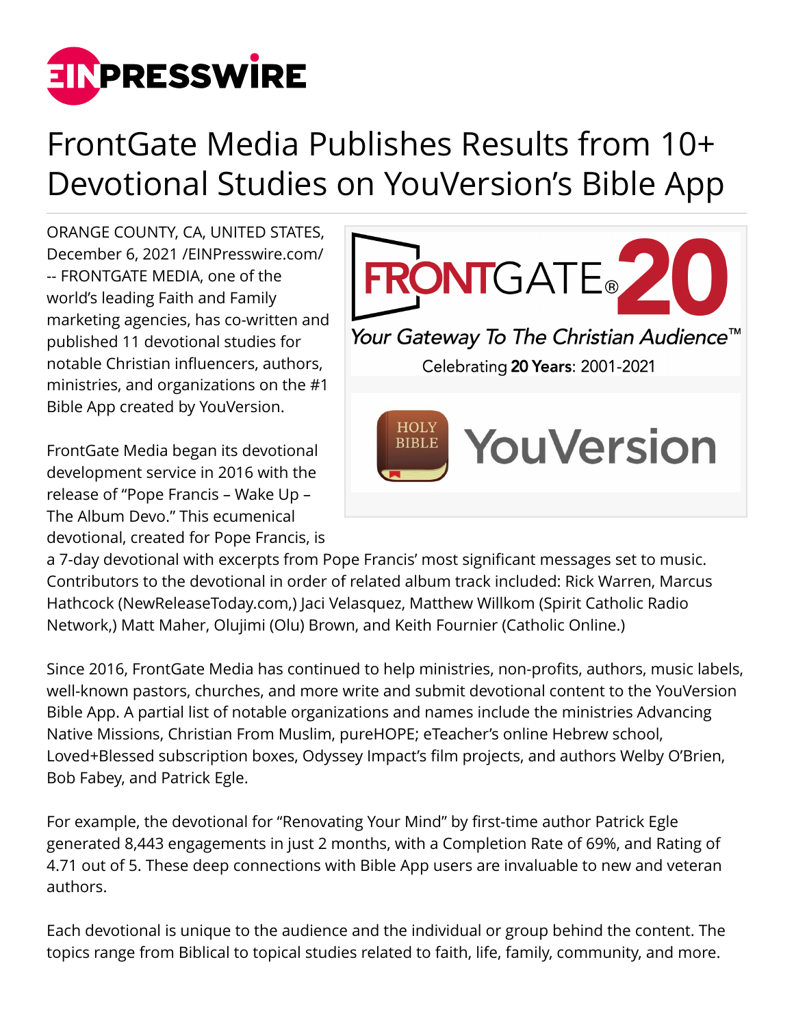# FrontGate Media Publishes Results from 10+ Devotional Studies on YouVersion's Bible App

ORANGE COUNTY, CA, UNITED STATES, December 6, 2021 /EINPresswire.com/ -- FRONTGATE MEDIA, one of the world's leading Faith and Family marketing agencies, has co-written and published 11 devotional studies for notable Christian influencers, authors, ministries, and organizations on the #1 Bible App created by YouVersion.

FrontGate Media began its devotional development service in 2016 with the release of "Pope Francis – Wake Up – The Album Devo." This ecumenical devotional, created for Pope Francis, is a 7-day devotional with excerpts from Pope Francis' most significant messages set to music. Contributors to the devotional in order of related album track included: Rick Warren, Marcus Hathcock (NewReleaseToday.com,) Jaci Velasquez, Matthew Willkom (Spirit Catholic Radio Network,) Matt Maher, Olujimi (Olu) Brown, and Keith Fournier (Catholic Online.)

Since 2016, FrontGate Media has continued to help ministries, non-profits, authors, music labels, well-known pastors, churches, and more write and submit devotional content to the YouVersion Bible App. A partial list of notable organizations and names include the ministries Advancing Native Missions, Christian From Muslim, pureHOPE; eTeacher's online Hebrew school, Loved+Blessed subscription boxes, Odyssey Impact's film projects, and authors Welby O'Brien, Bob Fabey, and Patrick Egle.

For example, the devotional for "Renovating Your Mind" by first-time author Patrick Egle generated 8,443 engagements in just 2 months, with a Completion Rate of 69%, and Rating of 4.71 out of 5. These deep connections with Bible App users are invaluable to new and veteran authors.

Each devotional is unique to the audience and the individual or group behind the content. The topics range from Biblical to topical studies related to faith, life, family, community, and more.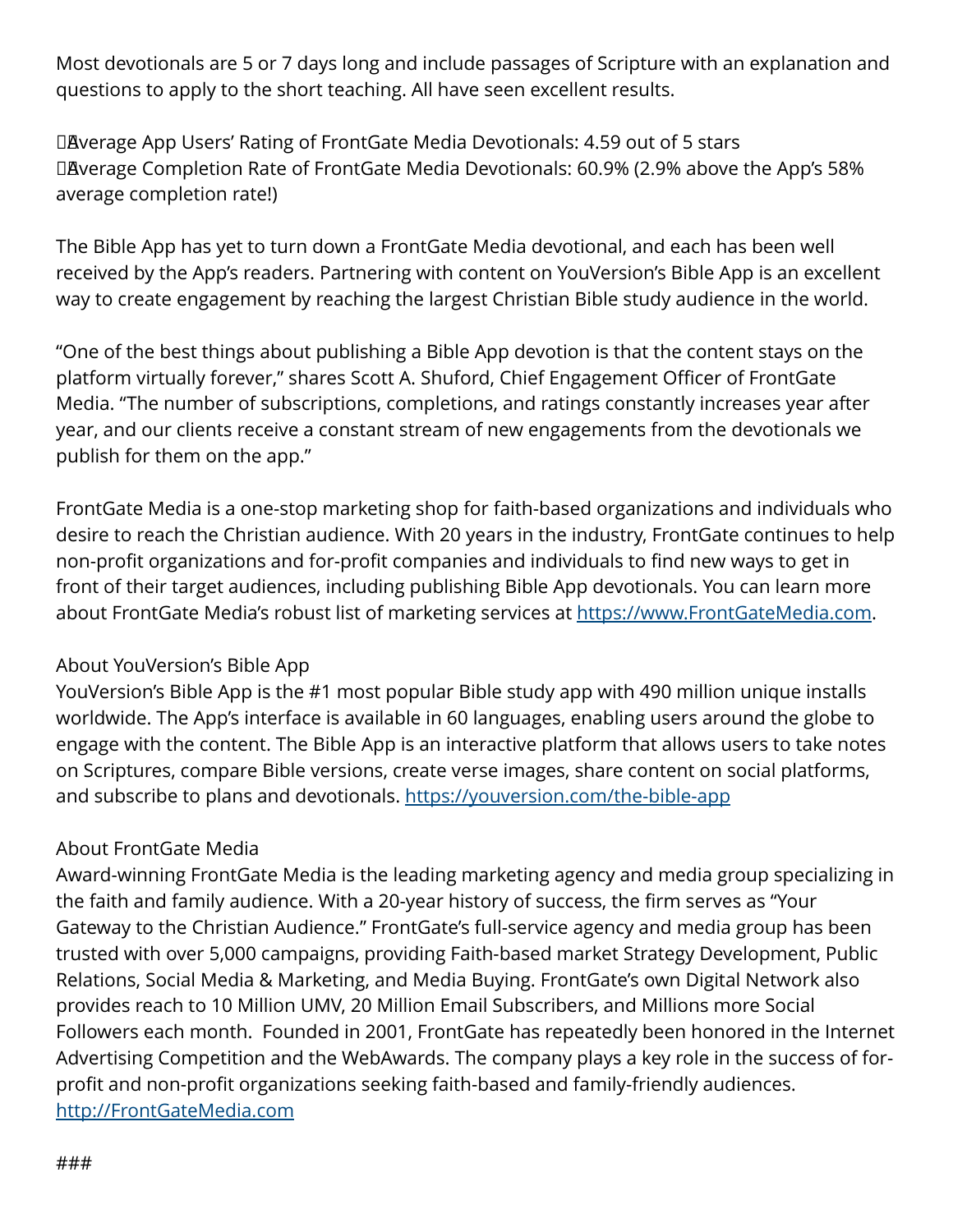Most devotionals are 5 or 7 days long and include passages of Scripture with an explanation and questions to apply to the short teaching. All have seen excellent results.

- Average App Users' Rating of FrontGate Media Devotionals: 4.59 out of 5 stars
- Average Completion Rate of FrontGate Media Devotionals: 60.9% (2.9% above the App's 58% average completion rate!)

The Bible App has yet to turn down a FrontGate Media devotional, and each has been well received by the App's readers. Partnering with content on YouVersion's Bible App is an excellent way to create engagement by reaching the largest Christian Bible study audience in the world.

"One of the best things about publishing a Bible App devotion is that the content stays on the platform virtually forever," shares Scott A. Shuford, Chief Engagement Officer of FrontGate Media. "The number of subscriptions, completions, and ratings constantly increases year after year, and our clients receive a constant stream of new engagements from the devotionals we publish for them on the app."

FrontGate Media is a one-stop marketing shop for faith-based organizations and individuals who desire to reach the Christian audience. With 20 years in the industry, FrontGate continues to help non-profit organizations and for-profit companies and individuals to find new ways to get in front of their target audiences, including publishing Bible App devotionals. You can learn more about FrontGate Media's robust list of marketing services at https://www.FrontGateMedia.com.

About YouVersion's Bible App

YouVersion's Bible App is the #1 most popular Bible study app with 490 million unique installs worldwide. The App's interface is available in 60 languages, enabling users around the globe to engage with the content. The Bible App is an interactive platform that allows users to take notes on Scriptures, compare Bible versions, create verse images, share content on social platforms, and subscribe to plans and devotionals. https://youversion.com/the-bible-app

About FrontGate Media

Award-winning FrontGate Media is the leading marketing agency and media group specializing in the faith and family audience. With a 20-year history of success, the firm serves as "Your Gateway to the Christian Audience." FrontGate's full-service agency and media group has been trusted with over 5,000 campaigns, providing Faith-based market Strategy Development, Public Relations, Social Media & Marketing, and Media Buying. FrontGate's own Digital Network also provides reach to 10 Million UMV, 20 Million Email Subscribers, and Millions more Social Followers each month. Founded in 2001, FrontGate has repeatedly been honored in the Internet Advertising Competition and the WebAwards. The company plays a key role in the success of for-profit and non-profit organizations seeking faith-based and family-friendly audiences.
http://FrontGateMedia.com

###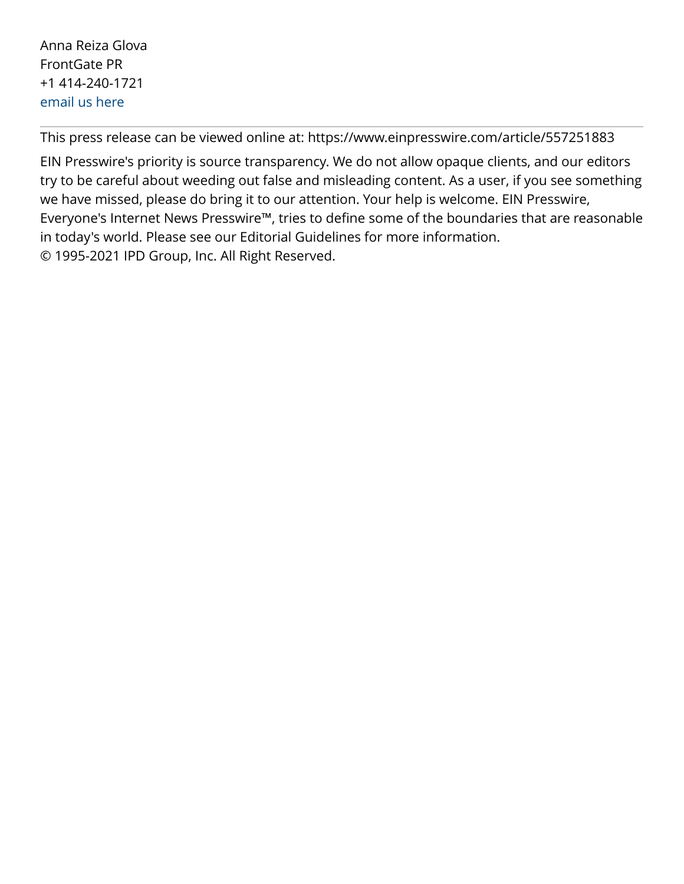Anna Reiza Glova
FrontGate PR
+1 414-240-1721
email us here

---

This press release can be viewed online at: https://www.einpresswire.com/article/557251883

EIN Presswire's priority is source transparency. We do not allow opaque clients, and our editors try to be careful about weeding out false and misleading content. As a user, if you see something we have missed, please do bring it to our attention. Your help is welcome. EIN Presswire, Everyone's Internet News Presswire™, tries to define some of the boundaries that are reasonable in today's world. Please see our Editorial Guidelines for more information.
© 1995-2021 IPD Group, Inc. All Right Reserved.